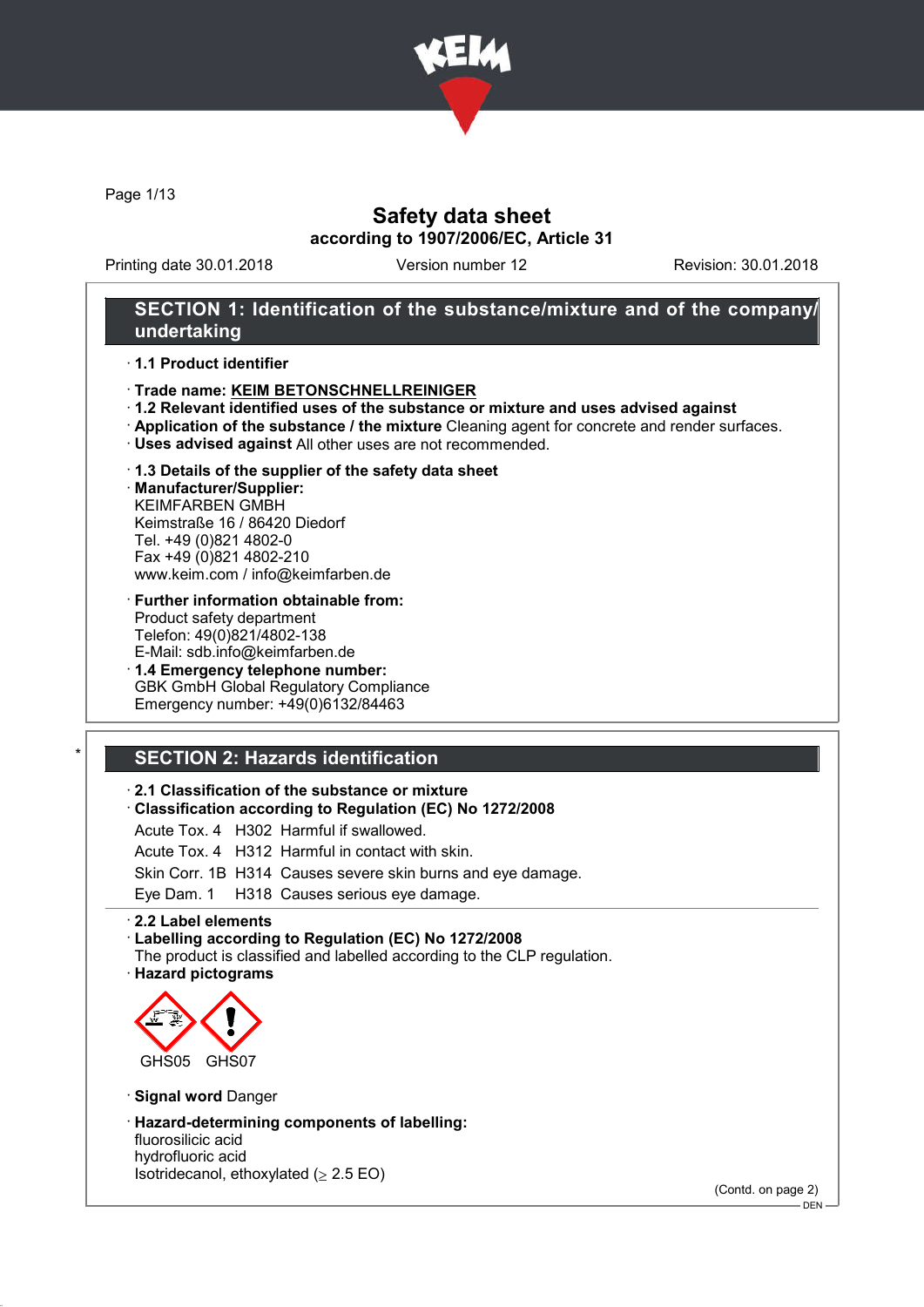# Safety data sheet

## according to 1907/2006/EC, Article 31

Printing date 30.01.2018 Version number 12 Revision: 30.01.2018

## SECTION 1: Identification of the substance/mixture and of the company/undertaking

· **1.1 Product identifier**

· **Trade name: KEIM BETONSCHNELLREINIGER**

· **1.2 Relevant identified uses of the substance or mixture and uses advised against**

· **Application of the substance / the mixture** Cleaning agent for concrete and render surfaces.

· **Uses advised against** All other uses are not recommended.

· **1.3 Details of the supplier of the safety data sheet**

· **Manufacturer/Supplier:**
KEIMFARBEN GMBH
Keimstraße 16 / 86420 Diedorf
Tel. +49 (0)821 4802-0
Fax +49 (0)821 4802-210
www.keim.com / info@keimfarben.de

· **Further information obtainable from:**
Product safety department
Telefon: 49(0)821/4802-138
E-Mail: sdb.info@keimfarben.de

· **1.4 Emergency telephone number:**
GBK GmbH Global Regulatory Compliance
Emergency number: +49(0)6132/84463

## SECTION 2: Hazards identification

· **2.1 Classification of the substance or mixture**

· **Classification according to Regulation (EC) No 1272/2008**

| | | |
|---|---|---|
| Acute Tox. 4 | H302 | Harmful if swallowed. |
| Acute Tox. 4 | H312 | Harmful in contact with skin. |
| Skin Corr. 1B | H314 | Causes severe skin burns and eye damage. |
| Eye Dam. 1 | H318 | Causes serious eye damage. |

· **2.2 Label elements**

· **Labelling according to Regulation (EC) No 1272/2008**
The product is classified and labelled according to the CLP regulation.

· **Hazard pictograms**

GHS05 GHS07

· **Signal word** Danger

· **Hazard-determining components of labelling:**
fluorosilicic acid
hydrofluoric acid
Isotridecanol, ethoxylated (≥ 2.5 EO)

(Contd. on page 2)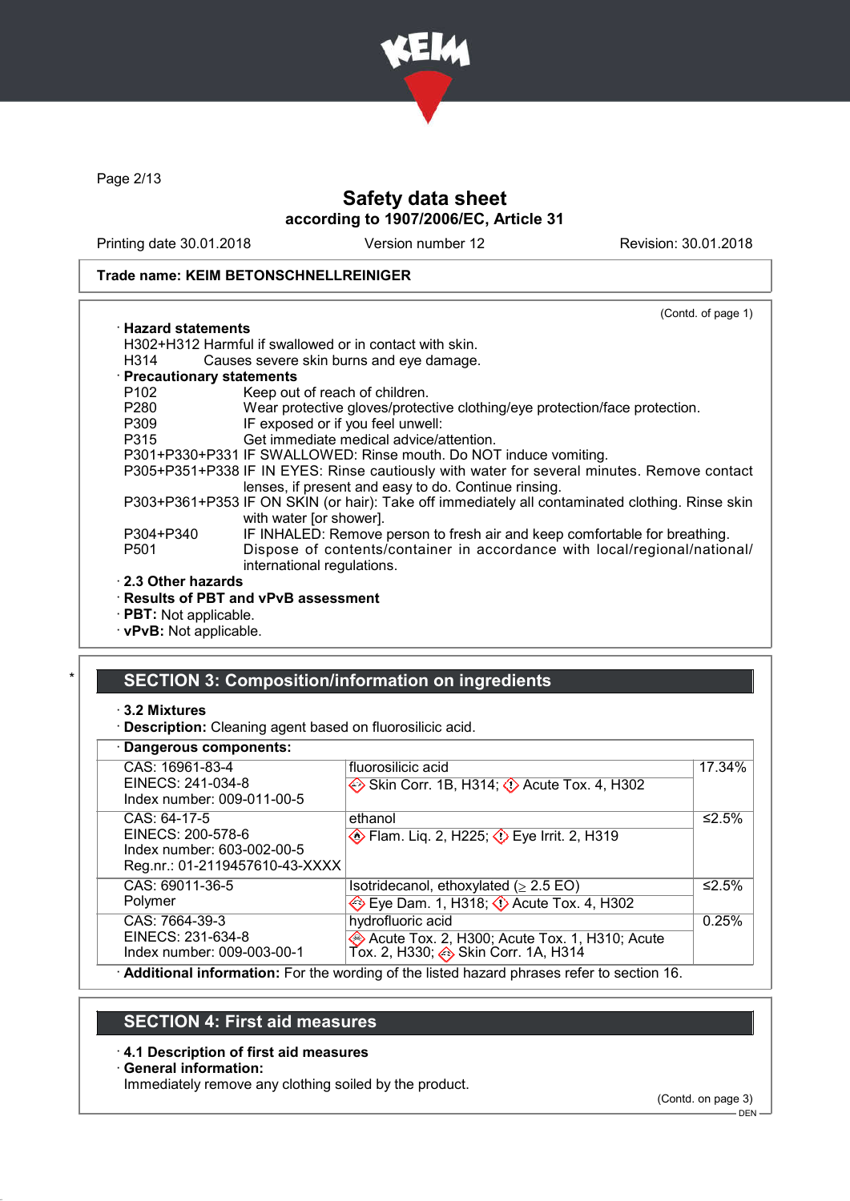Trade name: KEIM BETONSCHNELLREINIGER

(Contd. of page 1)

· **Hazard statements**

H302+H312 Harmful if swallowed or in contact with skin.
H314 Causes severe skin burns and eye damage.

· **Precautionary statements**

P102 Keep out of reach of children.
P280 Wear protective gloves/protective clothing/eye protection/face protection.
P309 IF exposed or if you feel unwell:
P315 Get immediate medical advice/attention.
P301+P330+P331 IF SWALLOWED: Rinse mouth. Do NOT induce vomiting.
P305+P351+P338 IF IN EYES: Rinse cautiously with water for several minutes. Remove contact lenses, if present and easy to do. Continue rinsing.
P303+P361+P353 IF ON SKIN (or hair): Take off immediately all contaminated clothing. Rinse skin with water [or shower].
P304+P340 IF INHALED: Remove person to fresh air and keep comfortable for breathing.
P501 Dispose of contents/container in accordance with local/regional/national/international regulations.

· **2.3 Other hazards**
· **Results of PBT and vPvB assessment**
· **PBT:** Not applicable.
· **vPvB:** Not applicable.

## SECTION 3: Composition/information on ingredients

· **3.2 Mixtures**
· **Description:** Cleaning agent based on fluorosilicic acid.

· **Dangerous components:**

| Identifiers | Component / Classification | Amount |
|---|---|---|
| CAS: 16961-83-4<br>EINECS: 241-034-8<br>Index number: 009-011-00-5 | fluorosilicic acid<br>Skin Corr. 1B, H314; Acute Tox. 4, H302 | 17.34% |
| CAS: 64-17-5<br>EINECS: 200-578-6<br>Index number: 603-002-00-5<br>Reg.nr.: 01-2119457610-43-XXXX | ethanol<br>Flam. Liq. 2, H225; Eye Irrit. 2, H319 | ≤2.5% |
| CAS: 69011-36-5<br>Polymer | Isotridecanol, ethoxylated (≥ 2.5 EO)<br>Eye Dam. 1, H318; Acute Tox. 4, H302 | ≤2.5% |
| CAS: 7664-39-3<br>EINECS: 231-634-8<br>Index number: 009-003-00-1 | hydrofluoric acid<br>Acute Tox. 2, H300; Acute Tox. 1, H310; Acute Tox. 2, H330; Skin Corr. 1A, H314 | 0.25% |

· **Additional information:** For the wording of the listed hazard phrases refer to section 16.

## SECTION 4: First aid measures

· **4.1 Description of first aid measures**
· **General information:**
Immediately remove any clothing soiled by the product.

(Contd. on page 3)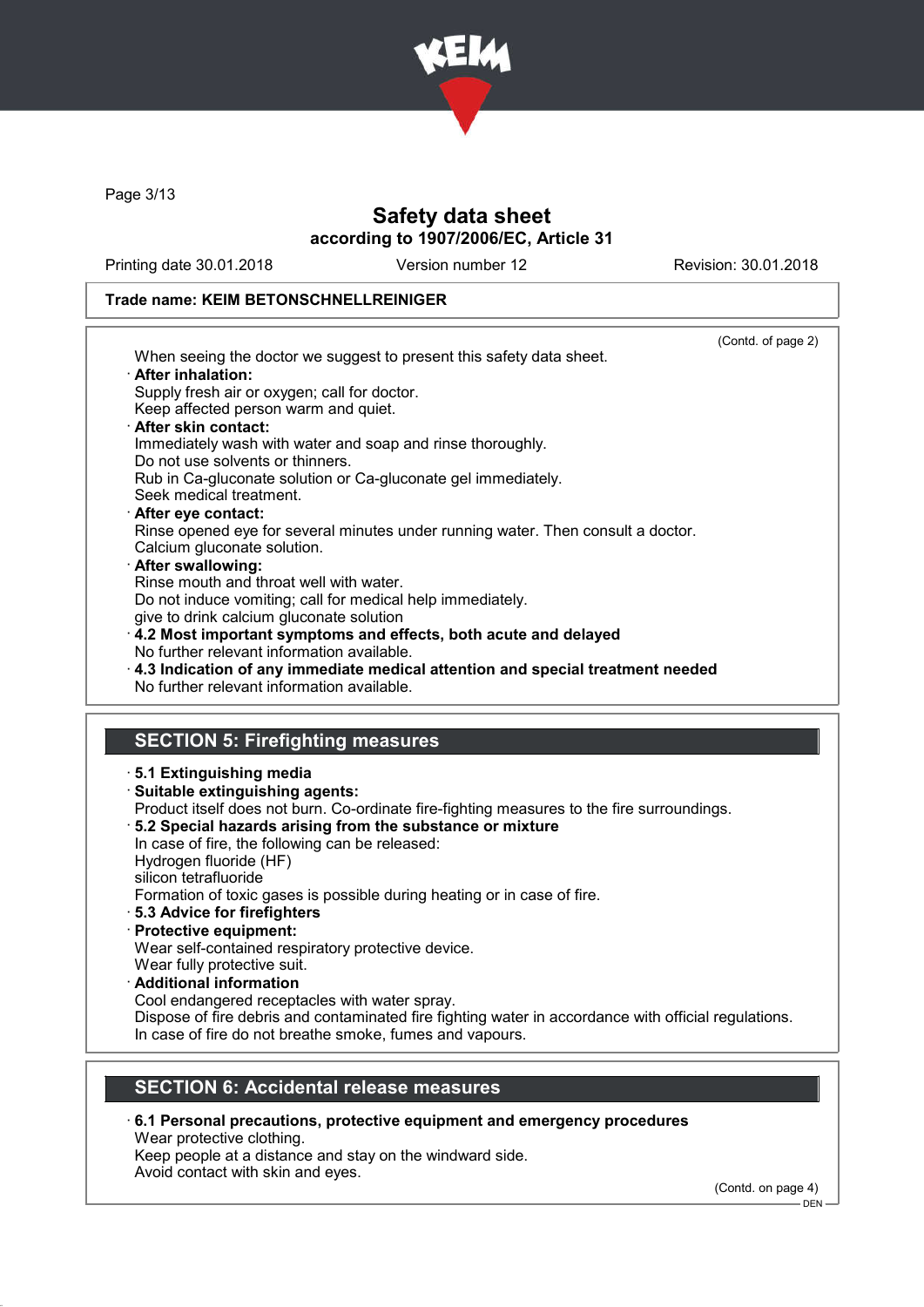Trade name: KEIM BETONSCHNELLREINIGER

(Contd. of page 2)

When seeing the doctor we suggest to present this safety data sheet.

· **After inhalation:**
Supply fresh air or oxygen; call for doctor.
Keep affected person warm and quiet.

· **After skin contact:**
Immediately wash with water and soap and rinse thoroughly.
Do not use solvents or thinners.
Rub in Ca-gluconate solution or Ca-gluconate gel immediately.
Seek medical treatment.

· **After eye contact:**
Rinse opened eye for several minutes under running water. Then consult a doctor.
Calcium gluconate solution.

· **After swallowing:**
Rinse mouth and throat well with water.
Do not induce vomiting; call for medical help immediately.
give to drink calcium gluconate solution

· **4.2 Most important symptoms and effects, both acute and delayed**
No further relevant information available.

· **4.3 Indication of any immediate medical attention and special treatment needed**
No further relevant information available.

## SECTION 5: Firefighting measures

· **5.1 Extinguishing media**

· **Suitable extinguishing agents:**
Product itself does not burn. Co-ordinate fire-fighting measures to the fire surroundings.

· **5.2 Special hazards arising from the substance or mixture**
In case of fire, the following can be released:
Hydrogen fluoride (HF)
silicon tetrafluoride
Formation of toxic gases is possible during heating or in case of fire.

· **5.3 Advice for firefighters**

· **Protective equipment:**
Wear self-contained respiratory protective device.
Wear fully protective suit.

· **Additional information**
Cool endangered receptacles with water spray.
Dispose of fire debris and contaminated fire fighting water in accordance with official regulations.
In case of fire do not breathe smoke, fumes and vapours.

## SECTION 6: Accidental release measures

· **6.1 Personal precautions, protective equipment and emergency procedures**
Wear protective clothing.
Keep people at a distance and stay on the windward side.
Avoid contact with skin and eyes.

(Contd. on page 4)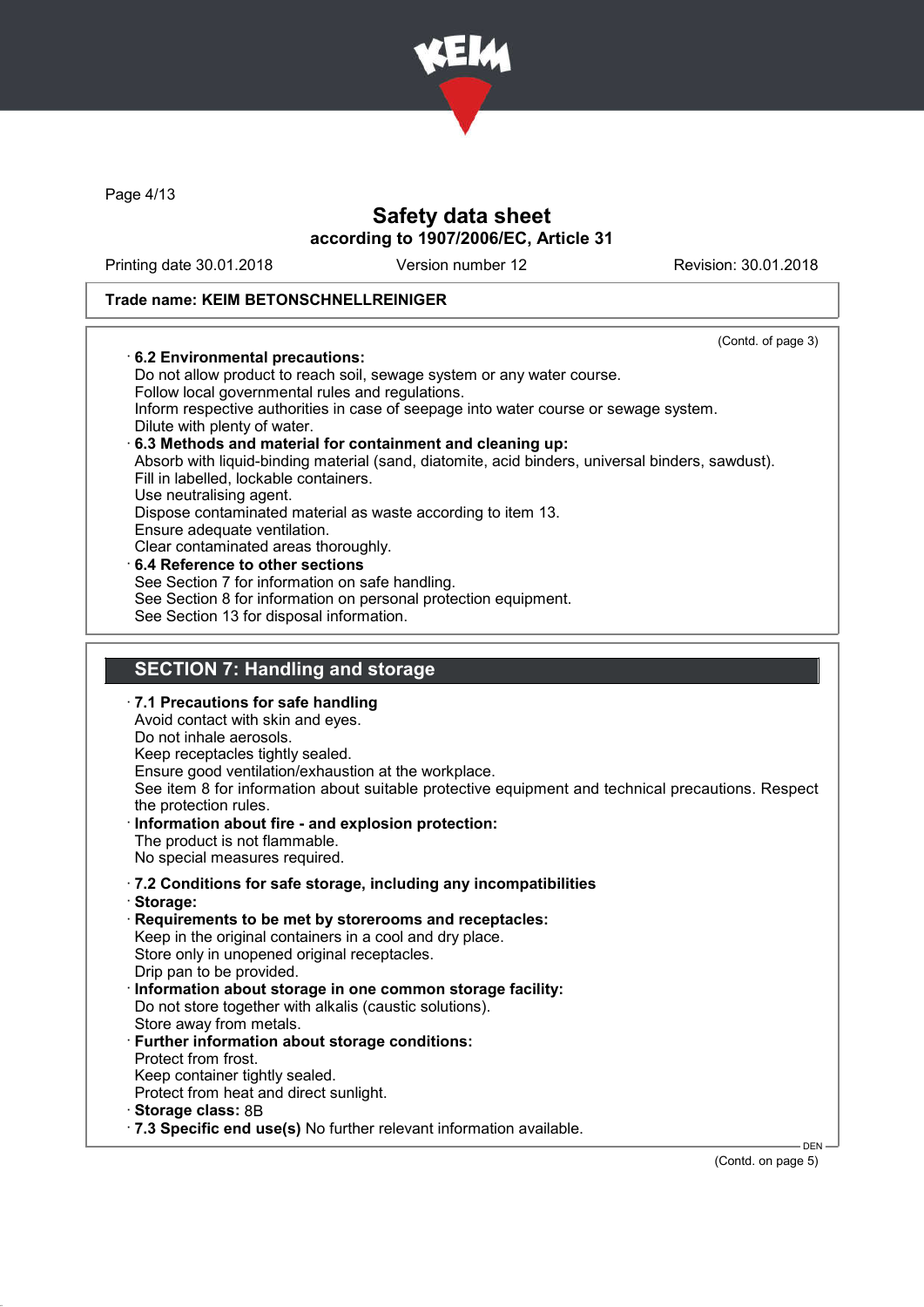Trade name: KEIM BETONSCHNELLREINIGER

(Contd. of page 3)

· **6.2 Environmental precautions:**
Do not allow product to reach soil, sewage system or any water course.
Follow local governmental rules and regulations.
Inform respective authorities in case of seepage into water course or sewage system.
Dilute with plenty of water.

· **6.3 Methods and material for containment and cleaning up:**
Absorb with liquid-binding material (sand, diatomite, acid binders, universal binders, sawdust).
Fill in labelled, lockable containers.
Use neutralising agent.
Dispose contaminated material as waste according to item 13.
Ensure adequate ventilation.
Clear contaminated areas thoroughly.

· **6.4 Reference to other sections**
See Section 7 for information on safe handling.
See Section 8 for information on personal protection equipment.
See Section 13 for disposal information.

## SECTION 7: Handling and storage

· **7.1 Precautions for safe handling**
Avoid contact with skin and eyes.
Do not inhale aerosols.
Keep receptacles tightly sealed.
Ensure good ventilation/exhaustion at the workplace.
See item 8 for information about suitable protective equipment and technical precautions. Respect the protection rules.

· **Information about fire - and explosion protection:**
The product is not flammable.
No special measures required.

· **7.2 Conditions for safe storage, including any incompatibilities**

· **Storage:**

· **Requirements to be met by storerooms and receptacles:**
Keep in the original containers in a cool and dry place.
Store only in unopened original receptacles.
Drip pan to be provided.

· **Information about storage in one common storage facility:**
Do not store together with alkalis (caustic solutions).
Store away from metals.

· **Further information about storage conditions:**
Protect from frost.
Keep container tightly sealed.
Protect from heat and direct sunlight.

· **Storage class:** 8B

· **7.3 Specific end use(s)** No further relevant information available.

(Contd. on page 5)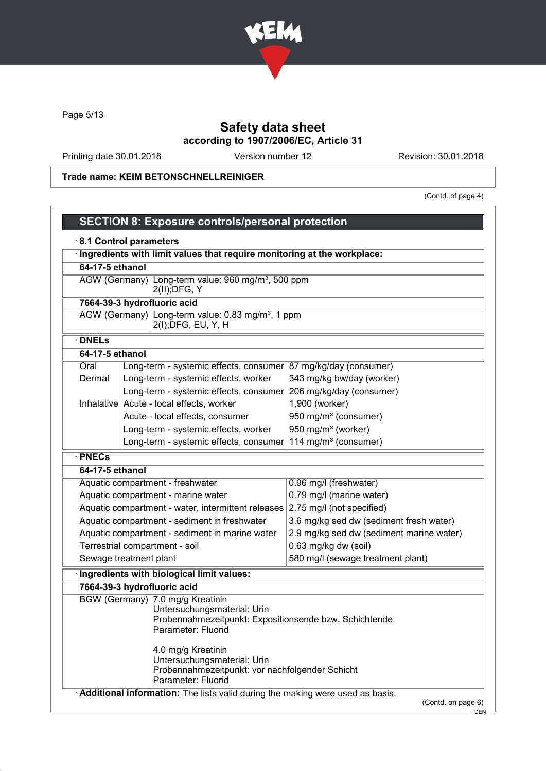Safety data sheet
according to 1907/2006/EC, Article 31

Printing date 30.01.2018 Version number 12 Revision: 30.01.2018

Trade name: KEIM BETONSCHNELLREINIGER

(Contd. of page 4)

## SECTION 8: Exposure controls/personal protection

· **8.1 Control parameters**

· **Ingredients with limit values that require monitoring at the workplace:**

| **64-17-5 ethanol** | |
|---|---|
| AGW (Germany) | Long-term value: 960 mg/m³, 500 ppm<br>2(II);DFG, Y |

| **7664-39-3 hydrofluoric acid** | |
|---|---|
| AGW (Germany) | Long-term value: 0.83 mg/m³, 1 ppm<br>2(I);DFG, EU, Y, H |

· **DNELs**

| **64-17-5 ethanol** | | |
|---|---|---|
| Oral | Long-term - systemic effects, consumer | 87 mg/kg/day (consumer) |
| Dermal | Long-term - systemic effects, worker | 343 mg/kg bw/day (worker) |
| | Long-term - systemic effects, consumer | 206 mg/kg/day (consumer) |
| Inhalative | Acute - local effects, worker | 1,900 (worker) |
| | Acute - local effects, consumer | 950 mg/m³ (consumer) |
| | Long-term - systemic effects, worker | 950 mg/m³ (worker) |
| | Long-term - systemic effects, consumer | 114 mg/m³ (consumer) |

· **PNECs**

| **64-17-5 ethanol** | |
|---|---|
| Aquatic compartment - freshwater | 0.96 mg/l (freshwater) |
| Aquatic compartment - marine water | 0.79 mg/l (marine water) |
| Aquatic compartment - water, intermittent releases | 2.75 mg/l (not specified) |
| Aquatic compartment - sediment in freshwater | 3.6 mg/kg sed dw (sediment fresh water) |
| Aquatic compartment - sediment in marine water | 2.9 mg/kg sed dw (sediment marine water) |
| Terrestrial compartment - soil | 0.63 mg/kg dw (soil) |
| Sewage treatment plant | 580 mg/l (sewage treatment plant) |

· **Ingredients with biological limit values:**

| **7664-39-3 hydrofluoric acid** | |
|---|---|
| BGW (Germany) | 7.0 mg/g Kreatinin<br>Untersuchungsmaterial: Urin<br>Probennahmezeitpunkt: Expositionsende bzw. Schichtende<br>Parameter: Fluorid<br><br>4.0 mg/g Kreatinin<br>Untersuchungsmaterial: Urin<br>Probennahmezeitpunkt: vor nachfolgender Schicht<br>Parameter: Fluorid |

· **Additional information:** The lists valid during the making were used as basis.

(Contd. on page 6)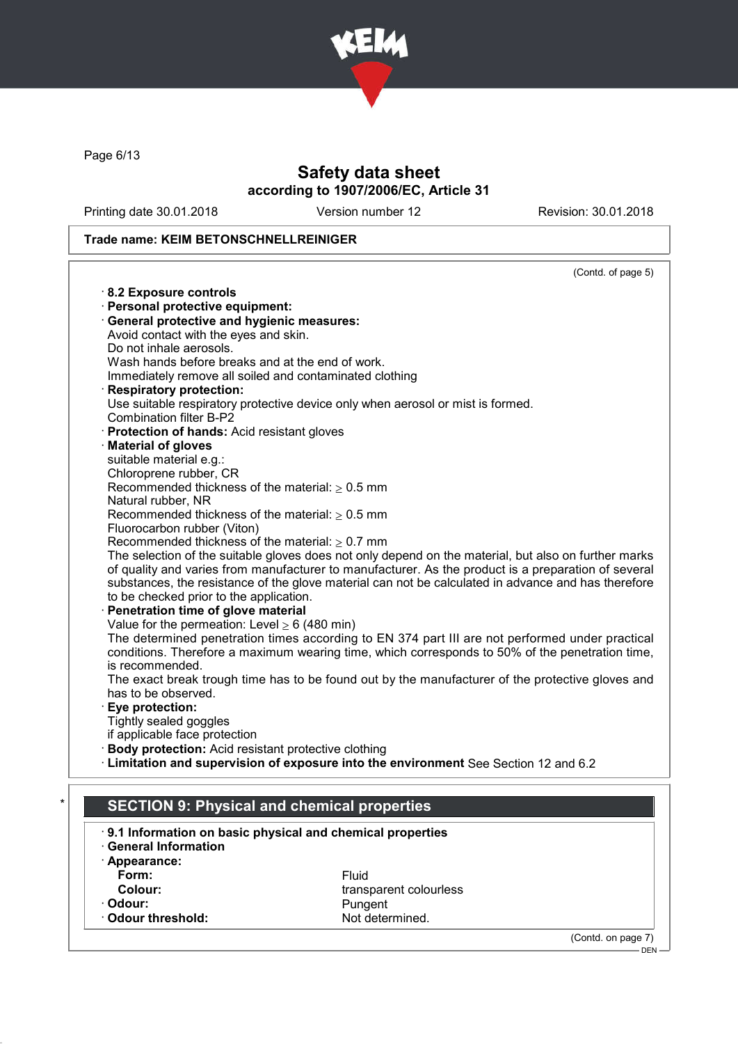Trade name: KEIM BETONSCHNELLREINIGER

(Contd. of page 5)

· **8.2 Exposure controls**
· **Personal protective equipment:**
· **General protective and hygienic measures:**
Avoid contact with the eyes and skin.
Do not inhale aerosols.
Wash hands before breaks and at the end of work.
Immediately remove all soiled and contaminated clothing
· **Respiratory protection:**
Use suitable respiratory protective device only when aerosol or mist is formed.
Combination filter B-P2
· **Protection of hands:** Acid resistant gloves
· **Material of gloves**
suitable material e.g.:
Chloroprene rubber, CR
Recommended thickness of the material: ≥ 0.5 mm
Natural rubber, NR
Recommended thickness of the material: ≥ 0.5 mm
Fluorocarbon rubber (Viton)
Recommended thickness of the material: ≥ 0.7 mm
The selection of the suitable gloves does not only depend on the material, but also on further marks of quality and varies from manufacturer to manufacturer. As the product is a preparation of several substances, the resistance of the glove material can not be calculated in advance and has therefore to be checked prior to the application.
· **Penetration time of glove material**
Value for the permeation: Level ≥ 6 (480 min)
The determined penetration times according to EN 374 part III are not performed under practical conditions. Therefore a maximum wearing time, which corresponds to 50% of the penetration time, is recommended.
The exact break trough time has to be found out by the manufacturer of the protective gloves and has to be observed.
· **Eye protection:**
Tightly sealed goggles
if applicable face protection
· **Body protection:** Acid resistant protective clothing
· **Limitation and supervision of exposure into the environment** See Section 12 and 6.2

\*

## SECTION 9: Physical and chemical properties

· **9.1 Information on basic physical and chemical properties**
· **General Information**
· **Appearance:**

| | |
|---|---|
| **Form:** | Fluid |
| **Colour:** | transparent colourless |
| · **Odour:** | Pungent |
| · **Odour threshold:** | Not determined. |

(Contd. on page 7)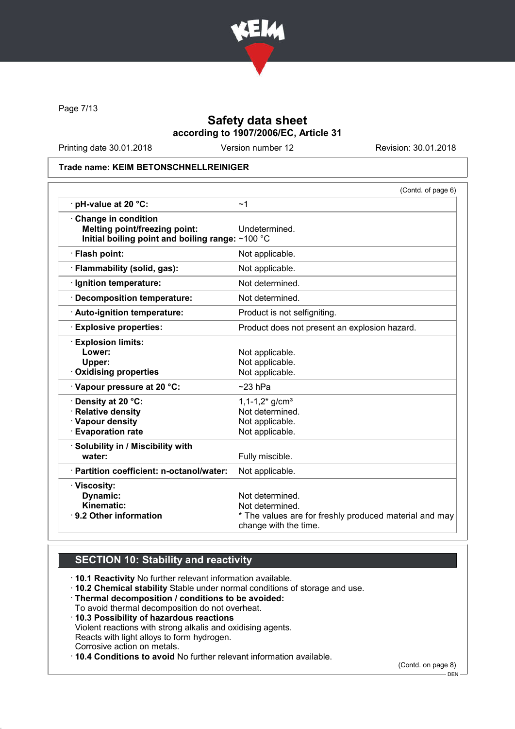# Safety data sheet

**according to 1907/2006/EC, Article 31**

Printing date 30.01.2018 | Version number 12 | Revision: 30.01.2018

**Trade name: KEIM BETONSCHNELLREINIGER**

(Contd. of page 6)

| | |
|---|---|
| · **pH-value at 20 °C:** | ~1 |
| · **Change in condition**<br>**Melting point/freezing point:**<br>**Initial boiling point and boiling range:** | <br>Undetermined.<br>~100 °C |
| · **Flash point:** | Not applicable. |
| · **Flammability (solid, gas):** | Not applicable. |
| · **Ignition temperature:** | Not determined. |
| · **Decomposition temperature:** | Not determined. |
| · **Auto-ignition temperature:** | Product is not selfigniting. |
| · **Explosive properties:** | Product does not present an explosion hazard. |
| · **Explosion limits:**<br>**Lower:**<br>**Upper:**<br>· **Oxidising properties** | <br>Not applicable.<br>Not applicable.<br>Not applicable. |
| · **Vapour pressure at 20 °C:** | ~23 hPa |
| · **Density at 20 °C:**<br>· **Relative density**<br>· **Vapour density**<br>· **Evaporation rate** | 1,1-1,2* g/cm³<br>Not determined.<br>Not applicable.<br>Not applicable. |
| · **Solubility in / Miscibility with water:** | Fully miscible. |
| · **Partition coefficient: n-octanol/water:** | Not applicable. |
| · **Viscosity:**<br>**Dynamic:**<br>**Kinematic:**<br>· **9.2 Other information** | <br>Not determined.<br>Not determined.<br>* The values are for freshly produced material and may change with the time. |

## SECTION 10: Stability and reactivity

· **10.1 Reactivity** No further relevant information available.
· **10.2 Chemical stability** Stable under normal conditions of storage and use.
· **Thermal decomposition / conditions to be avoided:**
To avoid thermal decomposition do not overheat.
· **10.3 Possibility of hazardous reactions**
Violent reactions with strong alkalis and oxidising agents.
Reacts with light alloys to form hydrogen.
Corrosive action on metals.
· **10.4 Conditions to avoid** No further relevant information available.

(Contd. on page 8)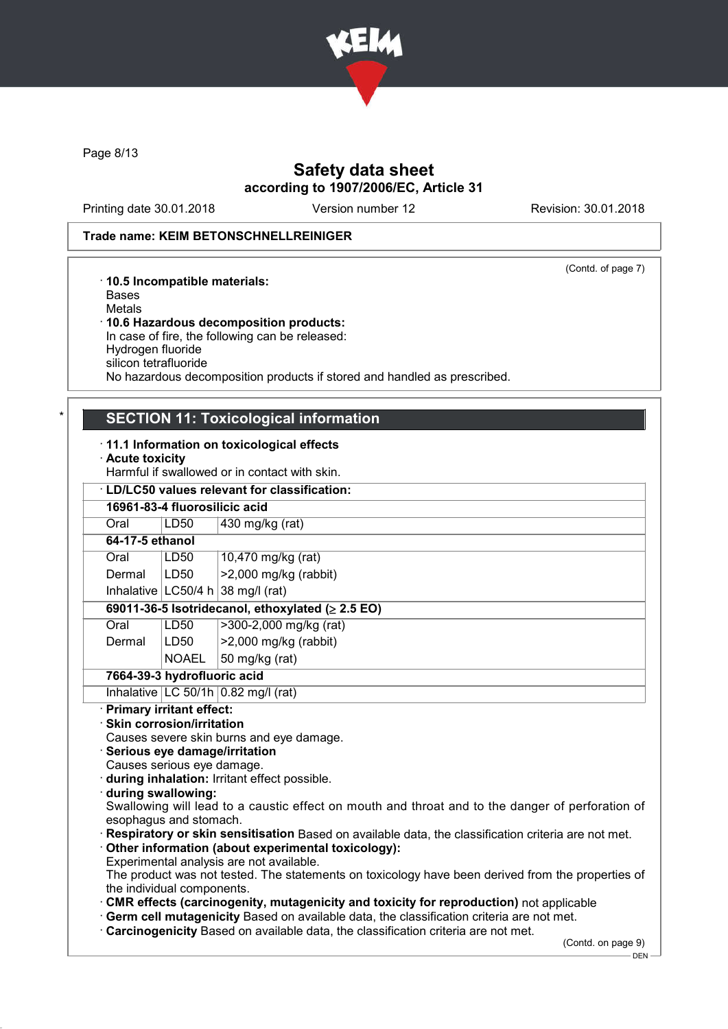Trade name: KEIM BETONSCHNELLREINIGER

(Contd. of page 7)

· **10.5 Incompatible materials:**
Bases
Metals
· **10.6 Hazardous decomposition products:**
In case of fire, the following can be released:
Hydrogen fluoride
silicon tetrafluoride
No hazardous decomposition products if stored and handled as prescribed.

\* 

## SECTION 11: Toxicological information

· **11.1 Information on toxicological effects**
· **Acute toxicity**
Harmful if swallowed or in contact with skin.

| · LD/LC50 values relevant for classification: | | |
|---|---|---|
| **16961-83-4 fluorosilicic acid** | | |
| Oral | LD50 | 430 mg/kg (rat) |
| **64-17-5 ethanol** | | |
| Oral | LD50 | 10,470 mg/kg (rat) |
| Dermal | LD50 | >2,000 mg/kg (rabbit) |
| Inhalative | LC50/4 h | 38 mg/l (rat) |
| **69011-36-5 Isotridecanol, ethoxylated (≥ 2.5 EO)** | | |
| Oral | LD50 | >300-2,000 mg/kg (rat) |
| Dermal | LD50 | >2,000 mg/kg (rabbit) |
| | NOAEL | 50 mg/kg (rat) |
| **7664-39-3 hydrofluoric acid** | | |
| Inhalative | LC 50/1h | 0.82 mg/l (rat) |

· **Primary irritant effect:**
· **Skin corrosion/irritation**
Causes severe skin burns and eye damage.
· **Serious eye damage/irritation**
Causes serious eye damage.
· **during inhalation:** Irritant effect possible.
· **during swallowing:**
Swallowing will lead to a caustic effect on mouth and throat and to the danger of perforation of esophagus and stomach.
· **Respiratory or skin sensitisation** Based on available data, the classification criteria are not met.
· **Other information (about experimental toxicology):**
Experimental analysis are not available.
The product was not tested. The statements on toxicology have been derived from the properties of the individual components.
· **CMR effects (carcinogenity, mutagenicity and toxicity for reproduction)** not applicable
· **Germ cell mutagenicity** Based on available data, the classification criteria are not met.
· **Carcinogenicity** Based on available data, the classification criteria are not met.

(Contd. on page 9)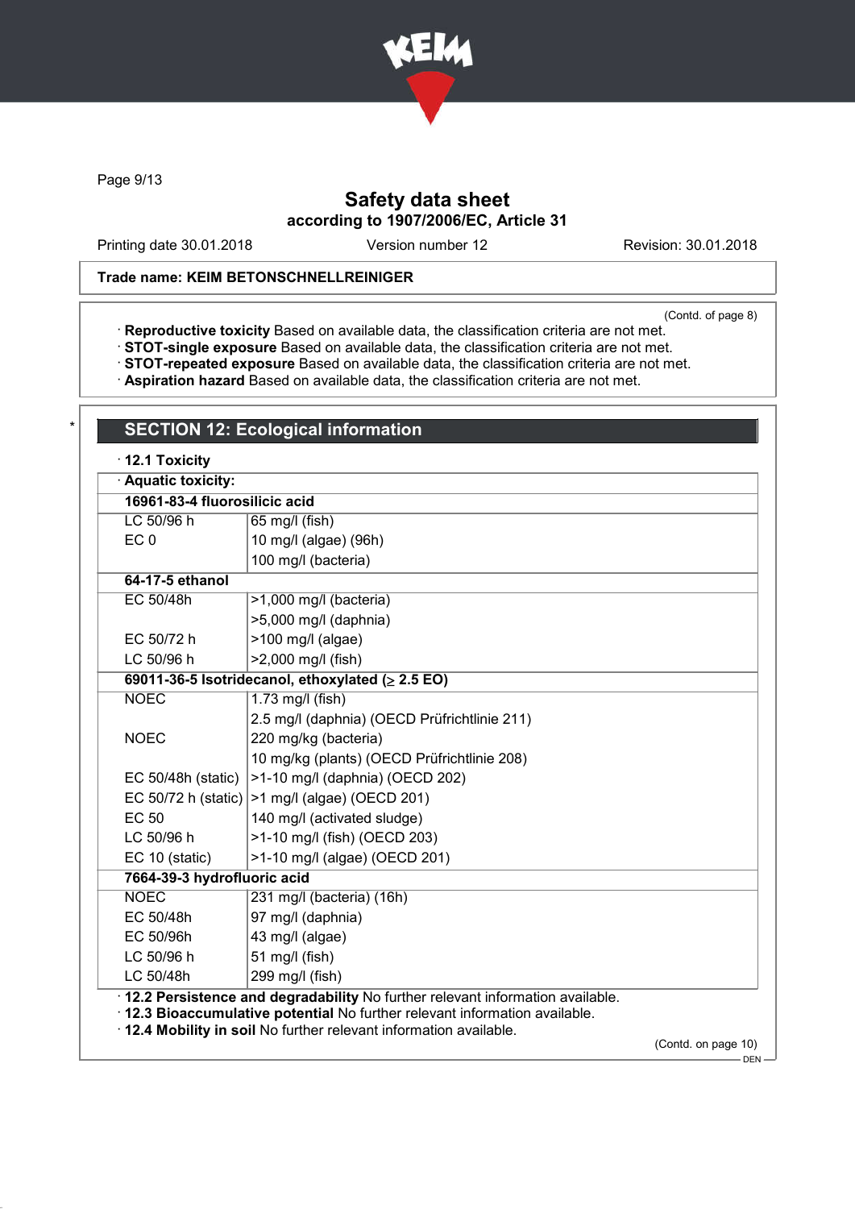Trade name: KEIM BETONSCHNELLREINIGER

(Contd. of page 8)

· **Reproductive toxicity** Based on available data, the classification criteria are not met.
· **STOT-single exposure** Based on available data, the classification criteria are not met.
· **STOT-repeated exposure** Based on available data, the classification criteria are not met.
· **Aspiration hazard** Based on available data, the classification criteria are not met.

## SECTION 12: Ecological information

· **12.1 Toxicity**

| · **Aquatic toxicity:** | |
|---|---|
| **16961-83-4 fluorosilicic acid** | |
| LC 50/96 h | 65 mg/l (fish) |
| EC 0 | 10 mg/l (algae) (96h) |
| | 100 mg/l (bacteria) |
| **64-17-5 ethanol** | |
| EC 50/48h | >1,000 mg/l (bacteria) |
| | >5,000 mg/l (daphnia) |
| EC 50/72 h | >100 mg/l (algae) |
| LC 50/96 h | >2,000 mg/l (fish) |
| **69011-36-5 Isotridecanol, ethoxylated (≥ 2.5 EO)** | |
| NOEC | 1.73 mg/l (fish) |
| | 2.5 mg/l (daphnia) (OECD Prüfrichtlinie 211) |
| NOEC | 220 mg/kg (bacteria) |
| | 10 mg/kg (plants) (OECD Prüfrichtlinie 208) |
| EC 50/48h (static) | >1-10 mg/l (daphnia) (OECD 202) |
| EC 50/72 h (static) | >1 mg/l (algae) (OECD 201) |
| EC 50 | 140 mg/l (activated sludge) |
| LC 50/96 h | >1-10 mg/l (fish) (OECD 203) |
| EC 10 (static) | >1-10 mg/l (algae) (OECD 201) |
| **7664-39-3 hydrofluoric acid** | |
| NOEC | 231 mg/l (bacteria) (16h) |
| EC 50/48h | 97 mg/l (daphnia) |
| EC 50/96h | 43 mg/l (algae) |
| LC 50/96 h | 51 mg/l (fish) |
| LC 50/48h | 299 mg/l (fish) |

· **12.2 Persistence and degradability** No further relevant information available.
· **12.3 Bioaccumulative potential** No further relevant information available.
· **12.4 Mobility in soil** No further relevant information available.

(Contd. on page 10)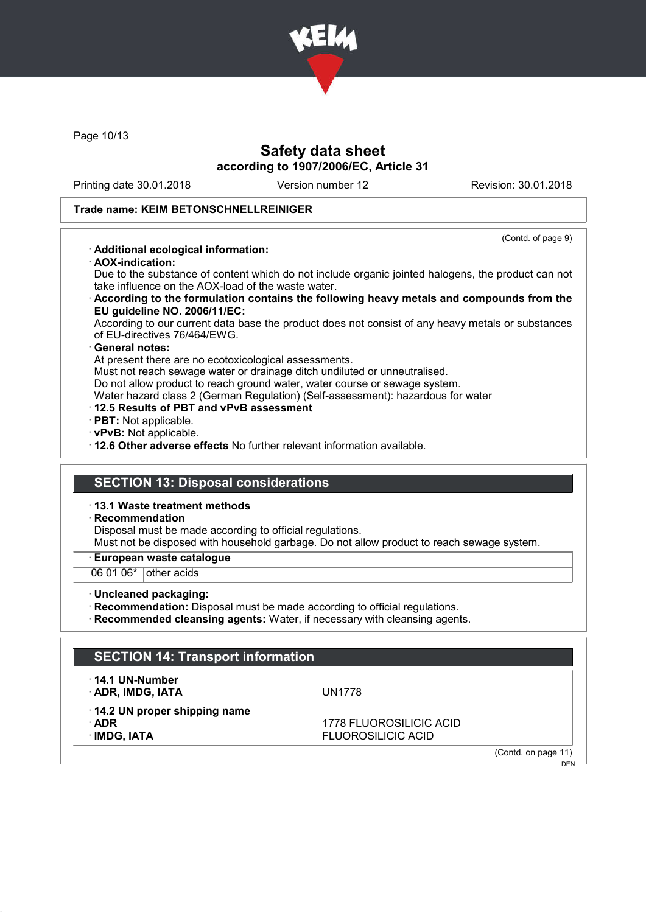Safety data sheet
according to 1907/2006/EC, Article 31

Printing date 30.01.2018 | Version number 12 | Revision: 30.01.2018

**Trade name: KEIM BETONSCHNELLREINIGER**

(Contd. of page 9)

· **Additional ecological information:**
· **AOX-indication:**
Due to the substance of content which do not include organic jointed halogens, the product can not take influence on the AOX-load of the waste water.
· **According to the formulation contains the following heavy metals and compounds from the EU guideline NO. 2006/11/EC:**
According to our current data base the product does not consist of any heavy metals or substances of EU-directives 76/464/EWG.
· **General notes:**
At present there are no ecotoxicological assessments.
Must not reach sewage water or drainage ditch undiluted or unneutralised.
Do not allow product to reach ground water, water course or sewage system.
Water hazard class 2 (German Regulation) (Self-assessment): hazardous for water
· **12.5 Results of PBT and vPvB assessment**
· **PBT:** Not applicable.
· **vPvB:** Not applicable.
· **12.6 Other adverse effects** No further relevant information available.

## SECTION 13: Disposal considerations

· **13.1 Waste treatment methods**
· **Recommendation**
Disposal must be made according to official regulations.
Must not be disposed with household garbage. Do not allow product to reach sewage system.

· **European waste catalogue**

| | |
|---|---|
| 06 01 06* | other acids |

· **Uncleaned packaging:**
· **Recommendation:** Disposal must be made according to official regulations.
· **Recommended cleansing agents:** Water, if necessary with cleansing agents.

## SECTION 14: Transport information

| | |
|---|---|
| · **14.1 UN-Number** | |
| · **ADR, IMDG, IATA** | UN1778 |
| · **14.2 UN proper shipping name** | |
| · **ADR** | 1778 FLUOROSILICIC ACID |
| · **IMDG, IATA** | FLUOROSILICIC ACID |

(Contd. on page 11)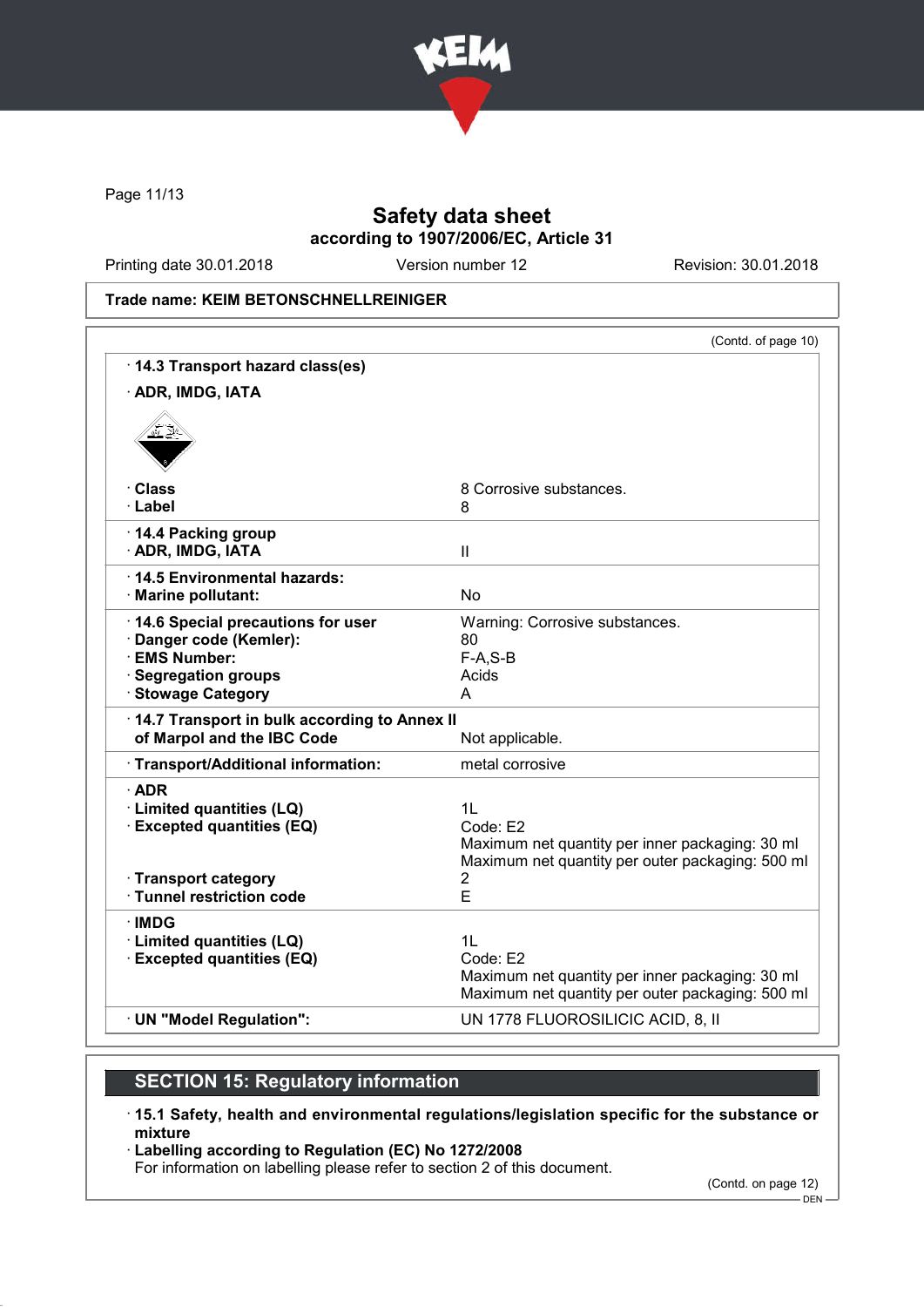**Safety data sheet**
**according to 1907/2006/EC, Article 31**

Printing date 30.01.2018 | Version number 12 | Revision: 30.01.2018

**Trade name: KEIM BETONSCHNELLREINIGER**

(Contd. of page 10)

· **14.3 Transport hazard class(es)**

· **ADR, IMDG, IATA**

| | |
|---|---|
| · **Class** | 8 Corrosive substances. |
| · **Label** | 8 |
| · **14.4 Packing group** | |
| · **ADR, IMDG, IATA** | II |
| · **14.5 Environmental hazards:** | |
| · **Marine pollutant:** | No |
| · **14.6 Special precautions for user** | Warning: Corrosive substances. |
| · **Danger code (Kemler):** | 80 |
| · **EMS Number:** | F-A,S-B |
| · **Segregation groups** | Acids |
| · **Stowage Category** | A |
| · **14.7 Transport in bulk according to Annex II of Marpol and the IBC Code** | Not applicable. |
| · **Transport/Additional information:** | metal corrosive |
| · **ADR** | |
| · **Limited quantities (LQ)** | 1L |
| · **Excepted quantities (EQ)** | Code: E2<br>Maximum net quantity per inner packaging: 30 ml<br>Maximum net quantity per outer packaging: 500 ml |
| · **Transport category** | 2 |
| · **Tunnel restriction code** | E |
| · **IMDG** | |
| · **Limited quantities (LQ)** | 1L |
| · **Excepted quantities (EQ)** | Code: E2<br>Maximum net quantity per inner packaging: 30 ml<br>Maximum net quantity per outer packaging: 500 ml |
| · **UN "Model Regulation":** | UN 1778 FLUOROSILICIC ACID, 8, II |

## SECTION 15: Regulatory information

· **15.1 Safety, health and environmental regulations/legislation specific for the substance or mixture**

· **Labelling according to Regulation (EC) No 1272/2008**

For information on labelling please refer to section 2 of this document.

(Contd. on page 12)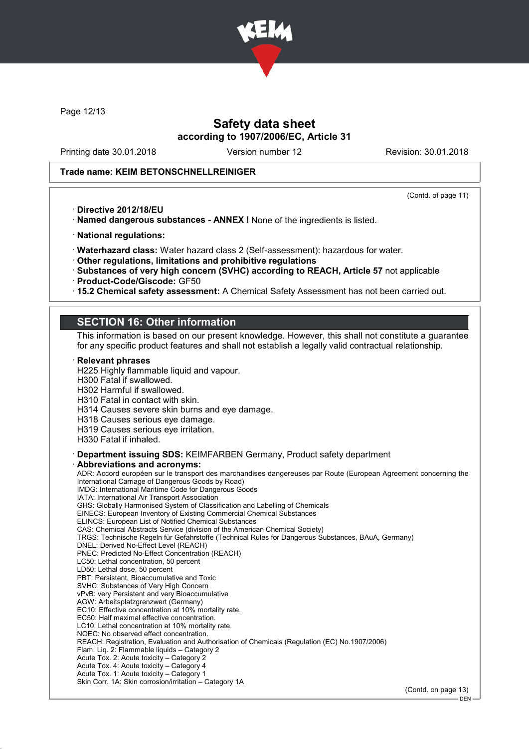Trade name: KEIM BETONSCHNELLREINIGER

(Contd. of page 11)

· **Directive 2012/18/EU**
· **Named dangerous substances - ANNEX I** None of the ingredients is listed.

· **National regulations:**

· **Waterhazard class:** Water hazard class 2 (Self-assessment): hazardous for water.
· **Other regulations, limitations and prohibitive regulations**
· **Substances of very high concern (SVHC) according to REACH, Article 57** not applicable
· **Product-Code/Giscode:** GF50
· **15.2 Chemical safety assessment:** A Chemical Safety Assessment has not been carried out.

## SECTION 16: Other information

This information is based on our present knowledge. However, this shall not constitute a guarantee for any specific product features and shall not establish a legally valid contractual relationship.

· **Relevant phrases**
H225 Highly flammable liquid and vapour.
H300 Fatal if swallowed.
H302 Harmful if swallowed.
H310 Fatal in contact with skin.
H314 Causes severe skin burns and eye damage.
H318 Causes serious eye damage.
H319 Causes serious eye irritation.
H330 Fatal if inhaled.

· **Department issuing SDS:** KEIMFARBEN Germany, Product safety department
· **Abbreviations and acronyms:**
ADR: Accord européen sur le transport des marchandises dangereuses par Route (European Agreement concerning the International Carriage of Dangerous Goods by Road)
IMDG: International Maritime Code for Dangerous Goods
IATA: International Air Transport Association
GHS: Globally Harmonised System of Classification and Labelling of Chemicals
EINECS: European Inventory of Existing Commercial Chemical Substances
ELINCS: European List of Notified Chemical Substances
CAS: Chemical Abstracts Service (division of the American Chemical Society)
TRGS: Technische Regeln für Gefahrstoffe (Technical Rules for Dangerous Substances, BAuA, Germany)
DNEL: Derived No-Effect Level (REACH)
PNEC: Predicted No-Effect Concentration (REACH)
LC50: Lethal concentration, 50 percent
LD50: Lethal dose, 50 percent
PBT: Persistent, Bioaccumulative and Toxic
SVHC: Substances of Very High Concern
vPvB: very Persistent and very Bioaccumulative
AGW: Arbeitsplatzgrenzwert (Germany)
EC10: Effective concentration at 10% mortality rate.
EC50: Half maximal effective concentration.
LC10: Lethal concentration at 10% mortality rate.
NOEC: No observed effect concentration.
REACH: Registration, Evaluation and Authorisation of Chemicals (Regulation (EC) No.1907/2006)
Flam. Liq. 2: Flammable liquids – Category 2
Acute Tox. 2: Acute toxicity – Category 2
Acute Tox. 4: Acute toxicity – Category 4
Acute Tox. 1: Acute toxicity – Category 1
Skin Corr. 1A: Skin corrosion/irritation – Category 1A

(Contd. on page 13)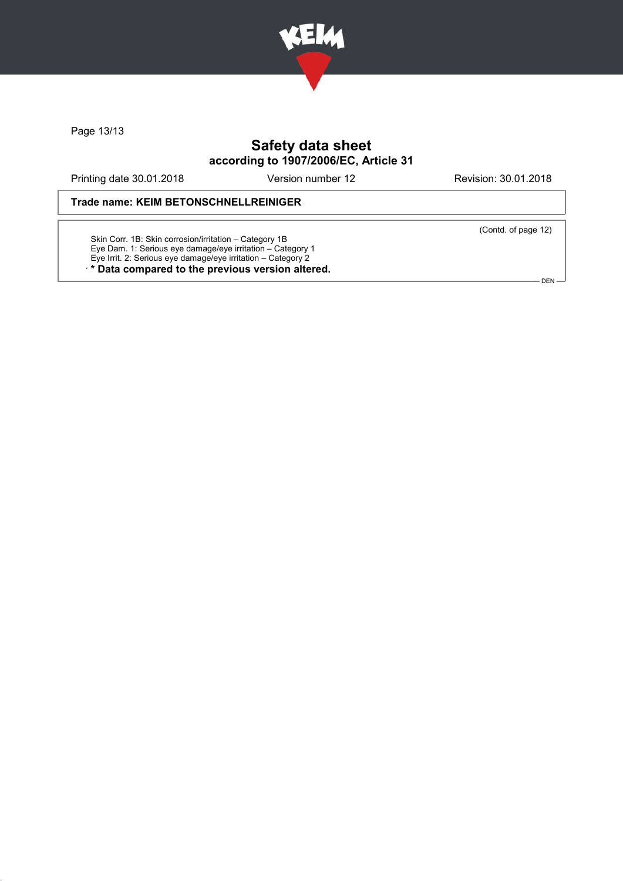Safety data sheet

according to 1907/2006/EC, Article 31

Printing date 30.01.2018 | Version number 12 | Revision: 30.01.2018

**Trade name: KEIM BETONSCHNELLREINIGER**

(Contd. of page 12)

Skin Corr. 1B: Skin corrosion/irritation – Category 1B
Eye Dam. 1: Serious eye damage/eye irritation – Category 1
Eye Irrit. 2: Serious eye damage/eye irritation – Category 2

· **\* Data compared to the previous version altered.**

DEN